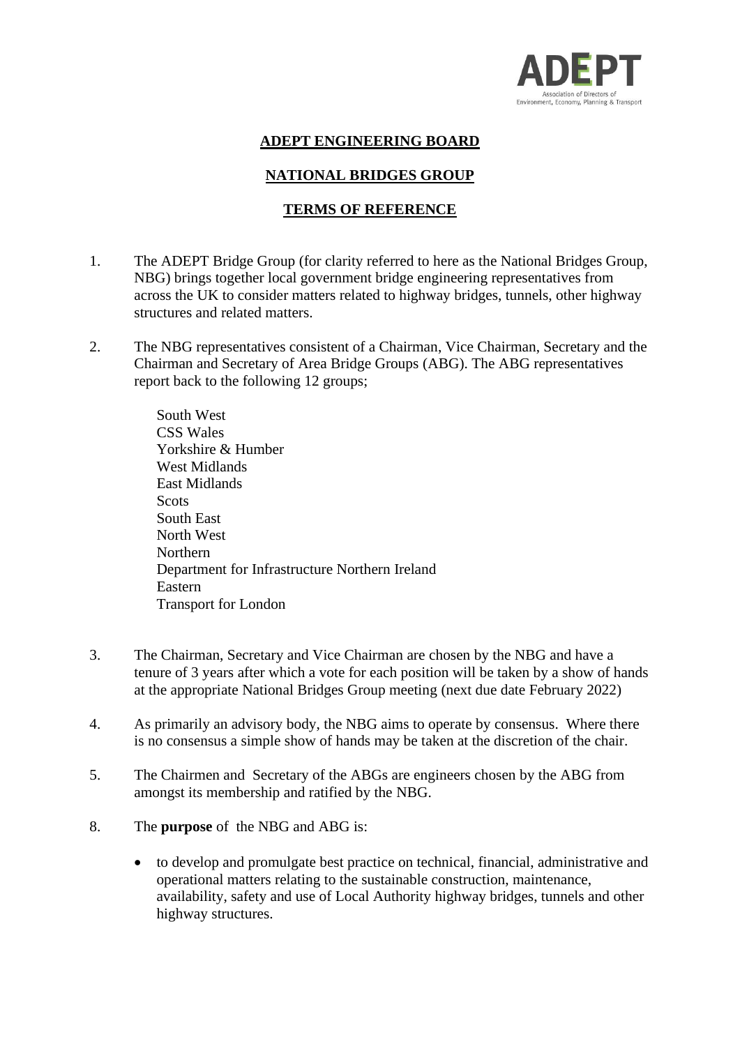ADEPT

Association of Directors of Environment, Economy, Planning & Transport

# ADEPT ENGINEERING BOARD

## NATIONAL BRIDGES GROUP

## TERMS OF REFERENCE

1. The ADEPT Bridge Group (for clarity referred to here as the National Bridges Group, NBG) brings together local government bridge engineering representatives from across the UK to consider matters related to highway bridges, tunnels, other highway structures and related matters.

2. The NBG representatives consistent of a Chairman, Vice Chairman, Secretary and the Chairman and Secretary of Area Bridge Groups (ABG). The ABG representatives report back to the following 12 groups;

   South West
   CSS Wales
   Yorkshire & Humber
   West Midlands
   East Midlands
   Scots
   South East
   North West
   Northern
   Department for Infrastructure Northern Ireland
   Eastern
   Transport for London

3. The Chairman, Secretary and Vice Chairman are chosen by the NBG and have a tenure of 3 years after which a vote for each position will be taken by a show of hands at the appropriate National Bridges Group meeting (next due date February 2022)

4. As primarily an advisory body, the NBG aims to operate by consensus. Where there is no consensus a simple show of hands may be taken at the discretion of the chair.

5. The Chairmen and Secretary of the ABGs are engineers chosen by the ABG from amongst its membership and ratified by the NBG.

8. The **purpose** of the NBG and ABG is:

   - to develop and promulgate best practice on technical, financial, administrative and operational matters relating to the sustainable construction, maintenance, availability, safety and use of Local Authority highway bridges, tunnels and other highway structures.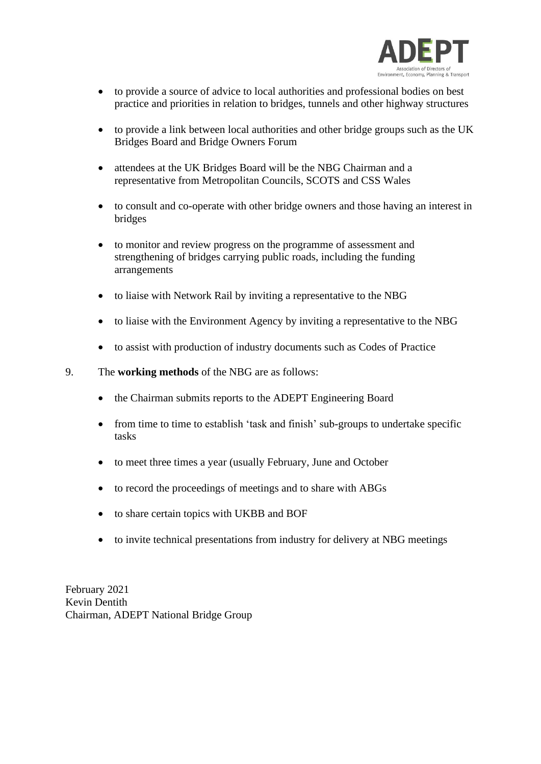- to provide a source of advice to local authorities and professional bodies on best practice and priorities in relation to bridges, tunnels and other highway structures

- to provide a link between local authorities and other bridge groups such as the UK Bridges Board and Bridge Owners Forum

- attendees at the UK Bridges Board will be the NBG Chairman and a representative from Metropolitan Councils, SCOTS and CSS Wales

- to consult and co-operate with other bridge owners and those having an interest in bridges

- to monitor and review progress on the programme of assessment and strengthening of bridges carrying public roads, including the funding arrangements

- to liaise with Network Rail by inviting a representative to the NBG

- to liaise with the Environment Agency by inviting a representative to the NBG

- to assist with production of industry documents such as Codes of Practice

9. The **working methods** of the NBG are as follows:

   - the Chairman submits reports to the ADEPT Engineering Board

   - from time to time to establish 'task and finish' sub-groups to undertake specific tasks

   - to meet three times a year (usually February, June and October

   - to record the proceedings of meetings and to share with ABGs

   - to share certain topics with UKBB and BOF

   - to invite technical presentations from industry for delivery at NBG meetings

February 2021
Kevin Dentith
Chairman, ADEPT National Bridge Group